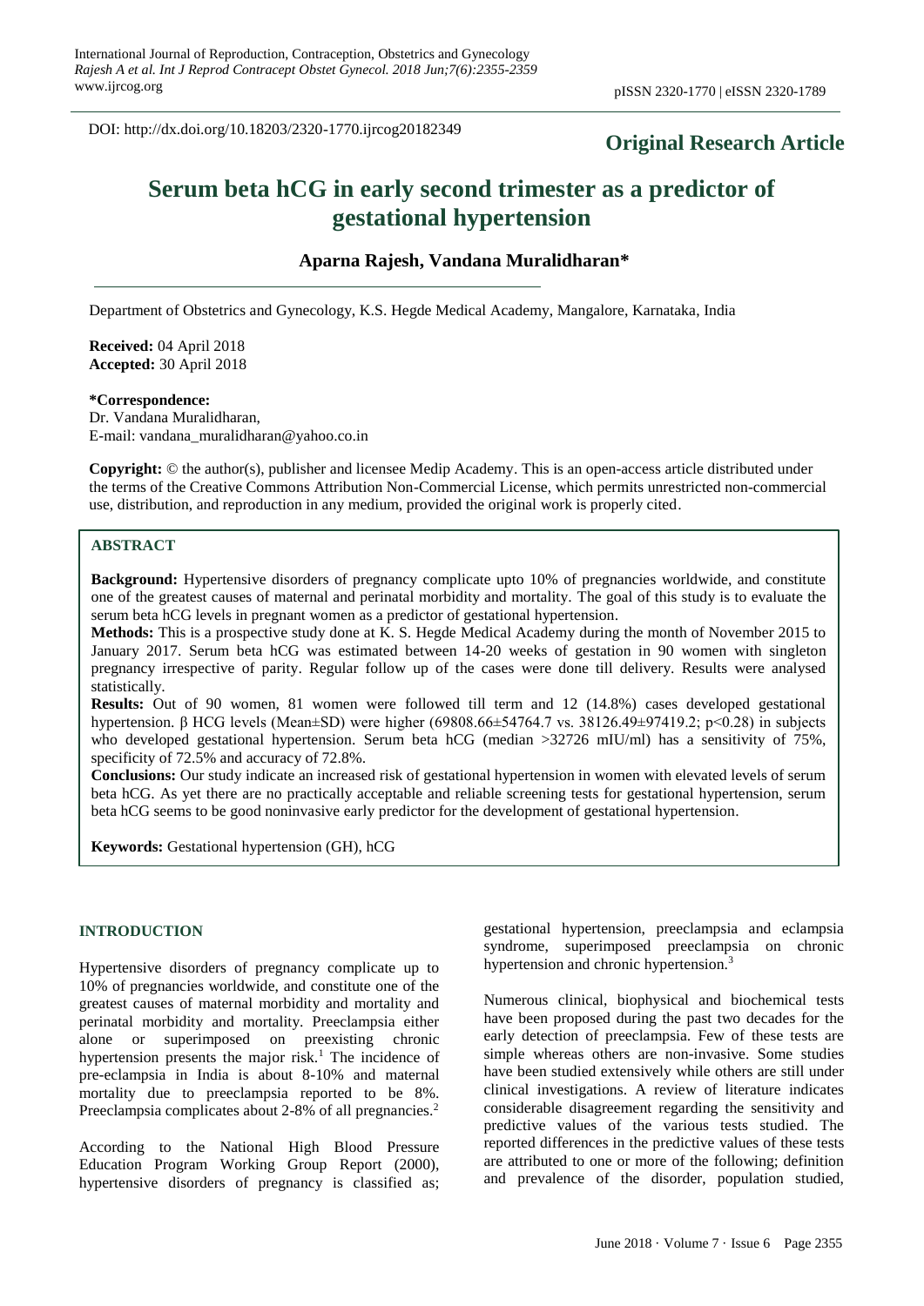DOI: http://dx.doi.org/10.18203/2320-1770.ijrcog20182349

**Original Research Article**

# Serum beta hCG in early second trimester as a predictor of gestational hypertension

**Aparna Rajesh, Vandana Muralidharan***

Department of Obstetrics and Gynecology, K.S. Hegde Medical Academy, Mangalore, Karnataka, India

**Received:** 04 April 2018
**Accepted:** 30 April 2018

**\*Correspondence:**
Dr. Vandana Muralidharan,
E-mail: vandana_muralidharan@yahoo.co.in

**Copyright:** © the author(s), publisher and licensee Medip Academy. This is an open-access article distributed under the terms of the Creative Commons Attribution Non-Commercial License, which permits unrestricted non-commercial use, distribution, and reproduction in any medium, provided the original work is properly cited.

## ABSTRACT

**Background:** Hypertensive disorders of pregnancy complicate upto 10% of pregnancies worldwide, and constitute one of the greatest causes of maternal and perinatal morbidity and mortality. The goal of this study is to evaluate the serum beta hCG levels in pregnant women as a predictor of gestational hypertension.

**Methods:** This is a prospective study done at K. S. Hegde Medical Academy during the month of November 2015 to January 2017. Serum beta hCG was estimated between 14-20 weeks of gestation in 90 women with singleton pregnancy irrespective of parity. Regular follow up of the cases were done till delivery. Results were analysed statistically.

**Results:** Out of 90 women, 81 women were followed till term and 12 (14.8%) cases developed gestational hypertension. β HCG levels (Mean±SD) were higher (69808.66±54764.7 vs. 38126.49±97419.2; $p<0.28$) in subjects who developed gestational hypertension. Serum beta hCG (median >32726 mIU/ml) has a sensitivity of 75%, specificity of 72.5% and accuracy of 72.8%.

**Conclusions:** Our study indicate an increased risk of gestational hypertension in women with elevated levels of serum beta hCG. As yet there are no practically acceptable and reliable screening tests for gestational hypertension, serum beta hCG seems to be good noninvasive early predictor for the development of gestational hypertension.

**Keywords:** Gestational hypertension (GH), hCG

## INTRODUCTION

Hypertensive disorders of pregnancy complicate up to 10% of pregnancies worldwide, and constitute one of the greatest causes of maternal morbidity and mortality and perinatal morbidity and mortality. Preeclampsia either alone or superimposed on preexisting chronic hypertension presents the major risk.[1] The incidence of pre-eclampsia in India is about 8-10% and maternal mortality due to preeclampsia reported to be 8%. Preeclampsia complicates about 2-8% of all pregnancies.[2]

According to the National High Blood Pressure Education Program Working Group Report (2000), hypertensive disorders of pregnancy is classified as; gestational hypertension, preeclampsia and eclampsia syndrome, superimposed preeclampsia on chronic hypertension and chronic hypertension.[3]

Numerous clinical, biophysical and biochemical tests have been proposed during the past two decades for the early detection of preeclampsia. Few of these tests are simple whereas others are non-invasive. Some studies have been studied extensively while others are still under clinical investigations. A review of literature indicates considerable disagreement regarding the sensitivity and predictive values of the various tests studied. The reported differences in the predictive values of these tests are attributed to one or more of the following; definition and prevalence of the disorder, population studied,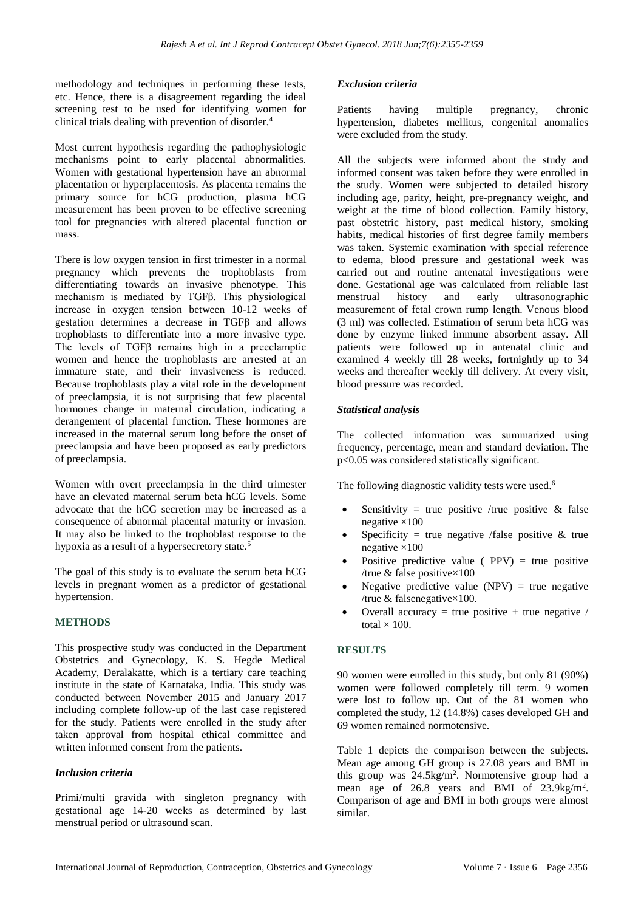methodology and techniques in performing these tests, etc. Hence, there is a disagreement regarding the ideal screening test to be used for identifying women for clinical trials dealing with prevention of disorder.[4]

Most current hypothesis regarding the pathophysiologic mechanisms point to early placental abnormalities. Women with gestational hypertension have an abnormal placentation or hyperplacentosis. As placenta remains the primary source for hCG production, plasma hCG measurement has been proven to be effective screening tool for pregnancies with altered placental function or mass.

There is low oxygen tension in first trimester in a normal pregnancy which prevents the trophoblasts from differentiating towards an invasive phenotype. This mechanism is mediated by TGFβ. This physiological increase in oxygen tension between 10-12 weeks of gestation determines a decrease in TGFβ and allows trophoblasts to differentiate into a more invasive type. The levels of TGFβ remains high in a preeclamptic women and hence the trophoblasts are arrested at an immature state, and their invasiveness is reduced. Because trophoblasts play a vital role in the development of preeclampsia, it is not surprising that few placental hormones change in maternal circulation, indicating a derangement of placental function. These hormones are increased in the maternal serum long before the onset of preeclampsia and have been proposed as early predictors of preeclampsia.

Women with overt preeclampsia in the third trimester have an elevated maternal serum beta hCG levels. Some advocate that the hCG secretion may be increased as a consequence of abnormal placental maturity or invasion. It may also be linked to the trophoblast response to the hypoxia as a result of a hypersecretory state.[5]

The goal of this study is to evaluate the serum beta hCG levels in pregnant women as a predictor of gestational hypertension.

## METHODS

This prospective study was conducted in the Department Obstetrics and Gynecology, K. S. Hegde Medical Academy, Deralakatte, which is a tertiary care teaching institute in the state of Karnataka, India. This study was conducted between November 2015 and January 2017 including complete follow-up of the last case registered for the study. Patients were enrolled in the study after taken approval from hospital ethical committee and written informed consent from the patients.

### *Inclusion criteria*

Primi/multi gravida with singleton pregnancy with gestational age 14-20 weeks as determined by last menstrual period or ultrasound scan.

### *Exclusion criteria*

Patients having multiple pregnancy, chronic hypertension, diabetes mellitus, congenital anomalies were excluded from the study.

All the subjects were informed about the study and informed consent was taken before they were enrolled in the study. Women were subjected to detailed history including age, parity, height, pre-pregnancy weight, and weight at the time of blood collection. Family history, past obstetric history, past medical history, smoking habits, medical histories of first degree family members was taken. Systemic examination with special reference to edema, blood pressure and gestational week was carried out and routine antenatal investigations were done. Gestational age was calculated from reliable last menstrual history and early ultrasonographic measurement of fetal crown rump length. Venous blood (3 ml) was collected. Estimation of serum beta hCG was done by enzyme linked immune absorbent assay. All patients were followed up in antenatal clinic and examined 4 weekly till 28 weeks, fortnightly up to 34 weeks and thereafter weekly till delivery. At every visit, blood pressure was recorded.

### *Statistical analysis*

The collected information was summarized using frequency, percentage, mean and standard deviation. The $p<0.05$ was considered statistically significant.

The following diagnostic validity tests were used.[6]

- Sensitivity = true positive /true positive & false negative ×100
- Specificity = true negative /false positive & true negative ×100
- Positive predictive value ( PPV) = true positive /true & false positive×100
- Negative predictive value (NPV) = true negative /true & falsenegative×100.
- Overall accuracy = true positive + true negative / total × 100.

## RESULTS

90 women were enrolled in this study, but only 81 (90%) women were followed completely till term. 9 women were lost to follow up. Out of the 81 women who completed the study, 12 (14.8%) cases developed GH and 69 women remained normotensive.

Table 1 depicts the comparison between the subjects. Mean age among GH group is 27.08 years and BMI in this group was 24.5kg/m$^2$. Normotensive group had a mean age of 26.8 years and BMI of 23.9kg/m$^2$. Comparison of age and BMI in both groups were almost similar.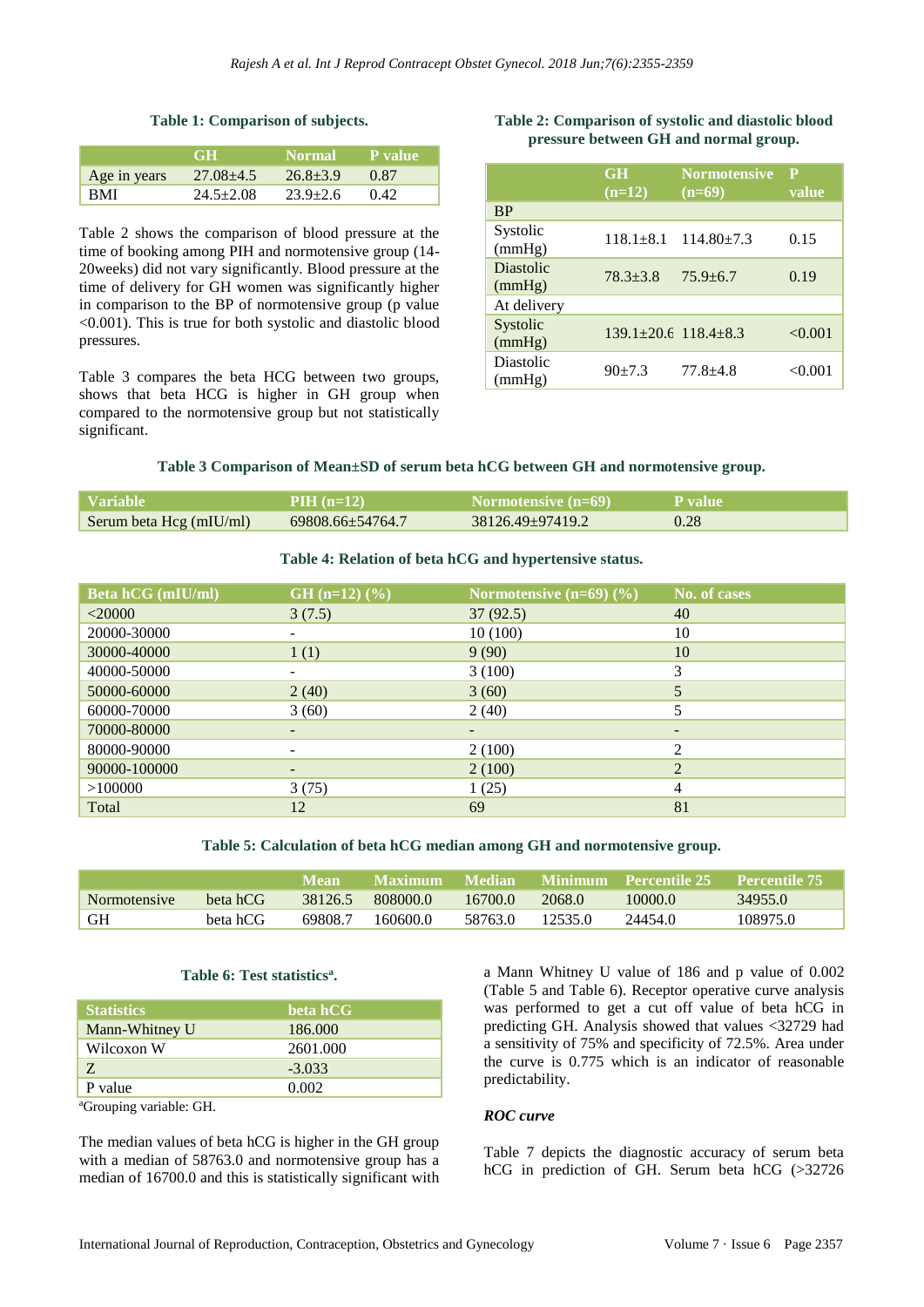**Table 1: Comparison of subjects.**

| | GH | Normal | P value |
|---|---|---|---|
| Age in years | 27.08±4.5 | 26.8±3.9 | 0.87 |
| BMI | 24.5±2.08 | 23.9±2.6 | 0.42 |

Table 2 shows the comparison of blood pressure at the time of booking among PIH and normotensive group (14-20weeks) did not vary significantly. Blood pressure at the time of delivery for GH women was significantly higher in comparison to the BP of normotensive group (p value <0.001). This is true for both systolic and diastolic blood pressures.

Table 3 compares the beta HCG between two groups, shows that beta HCG is higher in GH group when compared to the normotensive group but not statistically significant.

**Table 2: Comparison of systolic and diastolic blood pressure between GH and normal group.**

| | GH (n=12) | Normotensive (n=69) | P value |
|---|---|---|---|
| BP | | | |
| Systolic (mmHg) | 118.1±8.1 | 114.80±7.3 | 0.15 |
| Diastolic (mmHg) | 78.3±3.8 | 75.9±6.7 | 0.19 |
| At delivery | | | |
| Systolic (mmHg) | 139.1±20.6 | 118.4±8.3 | <0.001 |
| Diastolic (mmHg) | 90±7.3 | 77.8±4.8 | <0.001 |

**Table 3 Comparison of Mean±SD of serum beta hCG between GH and normotensive group.**

| Variable | PIH (n=12) | Normotensive (n=69) | P value |
|---|---|---|---|
| Serum beta Hcg (mIU/ml) | 69808.66±54764.7 | 38126.49±97419.2 | 0.28 |

**Table 4: Relation of beta hCG and hypertensive status.**

| Beta hCG (mIU/ml) | GH (n=12) (%) | Normotensive (n=69) (%) | No. of cases |
|---|---|---|---|
| <20000 | 3 (7.5) | 37 (92.5) | 40 |
| 20000-30000 | - | 10 (100) | 10 |
| 30000-40000 | 1 (1) | 9 (90) | 10 |
| 40000-50000 | - | 3 (100) | 3 |
| 50000-60000 | 2 (40) | 3 (60) | 5 |
| 60000-70000 | 3 (60) | 2 (40) | 5 |
| 70000-80000 | - | - | - |
| 80000-90000 | - | 2 (100) | 2 |
| 90000-100000 | - | 2 (100) | 2 |
| >100000 | 3 (75) | 1 (25) | 4 |
| Total | 12 | 69 | 81 |

**Table 5: Calculation of beta hCG median among GH and normotensive group.**

| | | Mean | Maximum | Median | Minimum | Percentile 25 | Percentile 75 |
|---|---|---|---|---|---|---|---|
| Normotensive | beta hCG | 38126.5 | 808000.0 | 16700.0 | 2068.0 | 10000.0 | 34955.0 |
| GH | beta hCG | 69808.7 | 160600.0 | 58763.0 | 12535.0 | 24454.0 | 108975.0 |

**Table 6: Test statistics[a].**

| Statistics | beta hCG |
|---|---|
| Mann-Whitney U | 186.000 |
| Wilcoxon W | 2601.000 |
| Z | -3.033 |
| P value | 0.002 |

[a]Grouping variable: GH.

The median values of beta hCG is higher in the GH group with a median of 58763.0 and normotensive group has a median of 16700.0 and this is statistically significant with a Mann Whitney U value of 186 and p value of 0.002 (Table 5 and Table 6). Receptor operative curve analysis was performed to get a cut off value of beta hCG in predicting GH. Analysis showed that values <32729 had a sensitivity of 75% and specificity of 72.5%. Area under the curve is 0.775 which is an indicator of reasonable predictability.

***ROC curve***

Table 7 depicts the diagnostic accuracy of serum beta hCG in prediction of GH. Serum beta hCG (>32726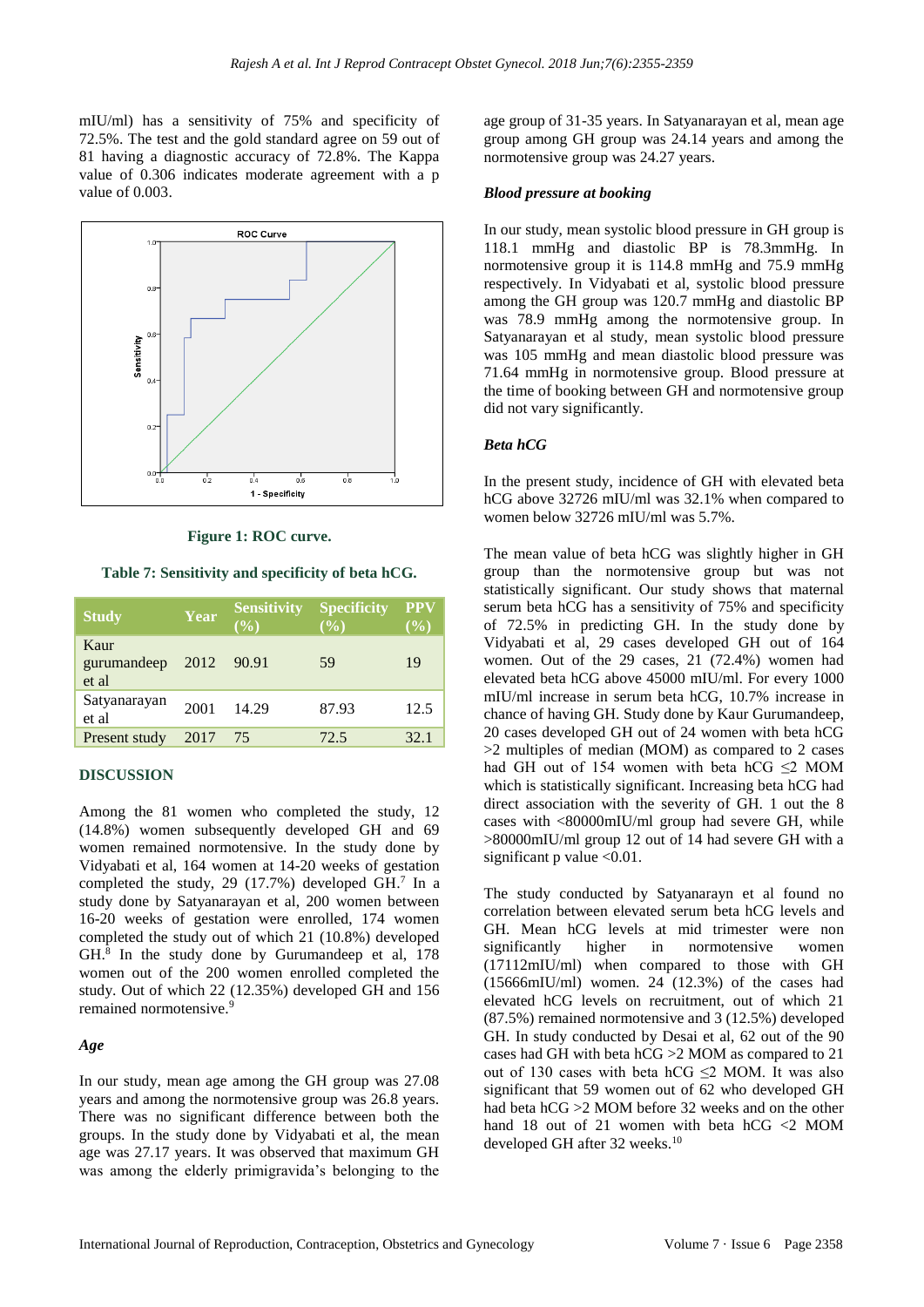mIU/ml) has a sensitivity of 75% and specificity of 72.5%. The test and the gold standard agree on 59 out of 81 having a diagnostic accuracy of 72.8%. The Kappa value of 0.306 indicates moderate agreement with a p value of 0.003.

ROC Curve

Sensitivity

1 - Specificity

0.0
0.2
0.4
0.6
0.8
1.0

**Figure 1: ROC curve.**

**Table 7: Sensitivity and specificity of beta hCG.**

| Study | Year | Sensitivity (%) | Specificity (%) | PPV (%) |
|---|---|---|---|---|
| Kaur gurumandeep et al | 2012 | 90.91 | 59 | 19 |
| Satyanarayan et al | 2001 | 14.29 | 87.93 | 12.5 |
| Present study | 2017 | 75 | 72.5 | 32.1 |

## DISCUSSION

Among the 81 women who completed the study, 12 (14.8%) women subsequently developed GH and 69 women remained normotensive. In the study done by Vidyabati et al, 164 women at 14-20 weeks of gestation completed the study, 29 (17.7%) developed GH.[7] In a study done by Satyanarayan et al, 200 women between 16-20 weeks of gestation were enrolled, 174 women completed the study out of which 21 (10.8%) developed GH.[8] In the study done by Gurumandeep et al, 178 women out of the 200 women enrolled completed the study. Out of which 22 (12.35%) developed GH and 156 remained normotensive.[9]

### *Age*

In our study, mean age among the GH group was 27.08 years and among the normotensive group was 26.8 years. There was no significant difference between both the groups. In the study done by Vidyabati et al, the mean age was 27.17 years. It was observed that maximum GH was among the elderly primigravida's belonging to the age group of 31-35 years. In Satyanarayan et al, mean age group among GH group was 24.14 years and among the normotensive group was 24.27 years.

### *Blood pressure at booking*

In our study, mean systolic blood pressure in GH group is 118.1 mmHg and diastolic BP is 78.3mmHg. In normotensive group it is 114.8 mmHg and 75.9 mmHg respectively. In Vidyabati et al, systolic blood pressure among the GH group was 120.7 mmHg and diastolic BP was 78.9 mmHg among the normotensive group. In Satyanarayan et al study, mean systolic blood pressure was 105 mmHg and mean diastolic blood pressure was 71.64 mmHg in normotensive group. Blood pressure at the time of booking between GH and normotensive group did not vary significantly.

### *Beta hCG*

In the present study, incidence of GH with elevated beta hCG above 32726 mIU/ml was 32.1% when compared to women below 32726 mIU/ml was 5.7%.

The mean value of beta hCG was slightly higher in GH group than the normotensive group but was not statistically significant. Our study shows that maternal serum beta hCG has a sensitivity of 75% and specificity of 72.5% in predicting GH. In the study done by Vidyabati et al, 29 cases developed GH out of 164 women. Out of the 29 cases, 21 (72.4%) women had elevated beta hCG above 45000 mIU/ml. For every 1000 mIU/ml increase in serum beta hCG, 10.7% increase in chance of having GH. Study done by Kaur Gurumandeep, 20 cases developed GH out of 24 women with beta hCG >2 multiples of median (MOM) as compared to 2 cases had GH out of 154 women with beta hCG ≤2 MOM which is statistically significant. Increasing beta hCG had direct association with the severity of GH. 1 out the 8 cases with <80000mIU/ml group had severe GH, while >80000mIU/ml group 12 out of 14 had severe GH with a significant p value <0.01.

The study conducted by Satyanarayn et al found no correlation between elevated serum beta hCG levels and GH. Mean hCG levels at mid trimester were non significantly higher in normotensive women (17112mIU/ml) when compared to those with GH (15666mIU/ml) women. 24 (12.3%) of the cases had elevated hCG levels on recruitment, out of which 21 (87.5%) remained normotensive and 3 (12.5%) developed GH. In study conducted by Desai et al, 62 out of the 90 cases had GH with beta hCG >2 MOM as compared to 21 out of 130 cases with beta hCG ≤2 MOM. It was also significant that 59 women out of 62 who developed GH had beta hCG >2 MOM before 32 weeks and on the other hand 18 out of 21 women with beta hCG <2 MOM developed GH after 32 weeks.[10]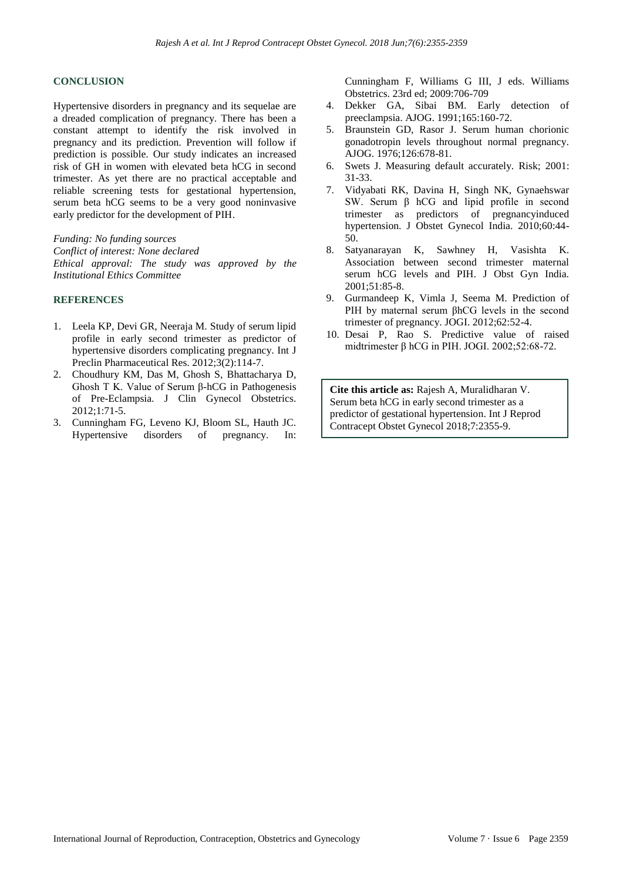## CONCLUSION

Hypertensive disorders in pregnancy and its sequelae are a dreaded complication of pregnancy. There has been a constant attempt to identify the risk involved in pregnancy and its prediction. Prevention will follow if prediction is possible. Our study indicates an increased risk of GH in women with elevated beta hCG in second trimester. As yet there are no practical acceptable and reliable screening tests for gestational hypertension, serum beta hCG seems to be a very good noninvasive early predictor for the development of PIH.

*Funding: No funding sources*
*Conflict of interest: None declared*
*Ethical approval: The study was approved by the Institutional Ethics Committee*

## REFERENCES

1. Leela KP, Devi GR, Neeraja M. Study of serum lipid profile in early second trimester as predictor of hypertensive disorders complicating pregnancy. Int J Preclin Pharmaceutical Res. 2012;3(2):114-7.
2. Choudhury KM, Das M, Ghosh S, Bhattacharya D, Ghosh T K. Value of Serum β-hCG in Pathogenesis of Pre-Eclampsia. J Clin Gynecol Obstetrics. 2012;1:71-5.
3. Cunningham FG, Leveno KJ, Bloom SL, Hauth JC. Hypertensive disorders of pregnancy. In: Cunningham F, Williams G III, J eds. Williams Obstetrics. 23rd ed; 2009:706-709
4. Dekker GA, Sibai BM. Early detection of preeclampsia. AJOG. 1991;165:160-72.
5. Braunstein GD, Rasor J. Serum human chorionic gonadotropin levels throughout normal pregnancy. AJOG. 1976;126:678-81.
6. Swets J. Measuring default accurately. Risk; 2001: 31-33.
7. Vidyabati RK, Davina H, Singh NK, Gynaehswar SW. Serum β hCG and lipid profile in second trimester as predictors of pregnancyinduced hypertension. J Obstet Gynecol India. 2010;60:44-50.
8. Satyanarayan K, Sawhney H, Vasishta K. Association between second trimester maternal serum hCG levels and PIH. J Obst Gyn India. 2001;51:85-8.
9. Gurmandeep K, Vimla J, Seema M. Prediction of PIH by maternal serum βhCG levels in the second trimester of pregnancy. JOGI. 2012;62:52-4.
10. Desai P, Rao S. Predictive value of raised midtrimester β hCG in PIH. JOGI. 2002;52:68-72.

**Cite this article as:** Rajesh A, Muralidharan V. Serum beta hCG in early second trimester as a predictor of gestational hypertension. Int J Reprod Contracept Obstet Gynecol 2018;7:2355-9.